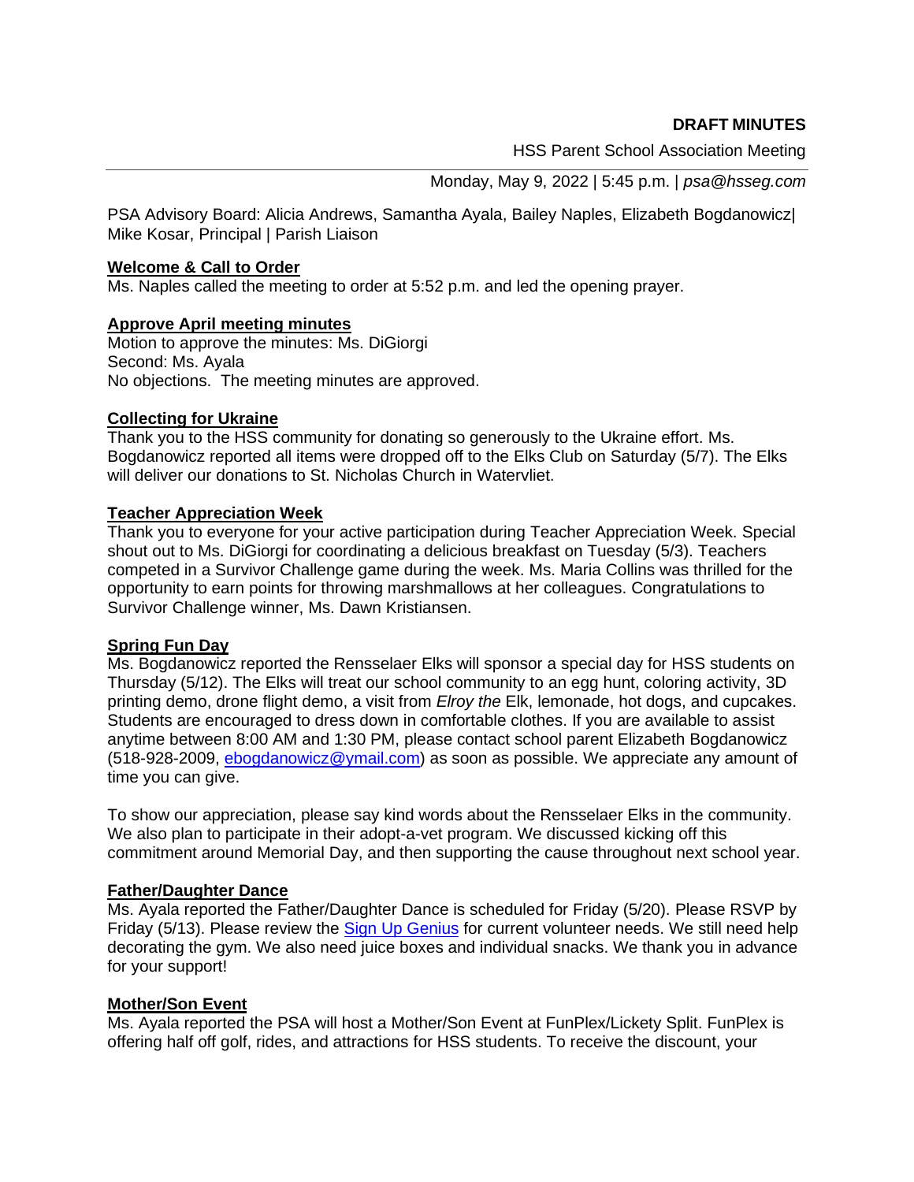**DRAFT MINUTES**

HSS Parent School Association Meeting

Monday, May 9, 2022 | 5:45 p.m. | *psa@hsseg.com*

PSA Advisory Board: Alicia Andrews, Samantha Ayala, Bailey Naples, Elizabeth Bogdanowicz| Mike Kosar, Principal | Parish Liaison

## Welcome & Call to Order

Ms. Naples called the meeting to order at 5:52 p.m. and led the opening prayer.

## Approve April meeting minutes

Motion to approve the minutes: Ms. DiGiorgi
Second: Ms. Ayala
No objections. The meeting minutes are approved.

## Collecting for Ukraine

Thank you to the HSS community for donating so generously to the Ukraine effort. Ms. Bogdanowicz reported all items were dropped off to the Elks Club on Saturday (5/7). The Elks will deliver our donations to St. Nicholas Church in Watervliet.

## Teacher Appreciation Week

Thank you to everyone for your active participation during Teacher Appreciation Week. Special shout out to Ms. DiGiorgi for coordinating a delicious breakfast on Tuesday (5/3). Teachers competed in a Survivor Challenge game during the week. Ms. Maria Collins was thrilled for the opportunity to earn points for throwing marshmallows at her colleagues. Congratulations to Survivor Challenge winner, Ms. Dawn Kristiansen.

## Spring Fun Day

Ms. Bogdanowicz reported the Rensselaer Elks will sponsor a special day for HSS students on Thursday (5/12). The Elks will treat our school community to an egg hunt, coloring activity, 3D printing demo, drone flight demo, a visit from *Elroy the* Elk, lemonade, hot dogs, and cupcakes. Students are encouraged to dress down in comfortable clothes. If you are available to assist anytime between 8:00 AM and 1:30 PM, please contact school parent Elizabeth Bogdanowicz (518-928-2009, ebogdanowicz@ymail.com) as soon as possible. We appreciate any amount of time you can give.

To show our appreciation, please say kind words about the Rensselaer Elks in the community. We also plan to participate in their adopt-a-vet program. We discussed kicking off this commitment around Memorial Day, and then supporting the cause throughout next school year.

## Father/Daughter Dance

Ms. Ayala reported the Father/Daughter Dance is scheduled for Friday (5/20). Please RSVP by Friday (5/13). Please review the Sign Up Genius for current volunteer needs. We still need help decorating the gym. We also need juice boxes and individual snacks. We thank you in advance for your support!

## Mother/Son Event

Ms. Ayala reported the PSA will host a Mother/Son Event at FunPlex/Lickety Split. FunPlex is offering half off golf, rides, and attractions for HSS students. To receive the discount, your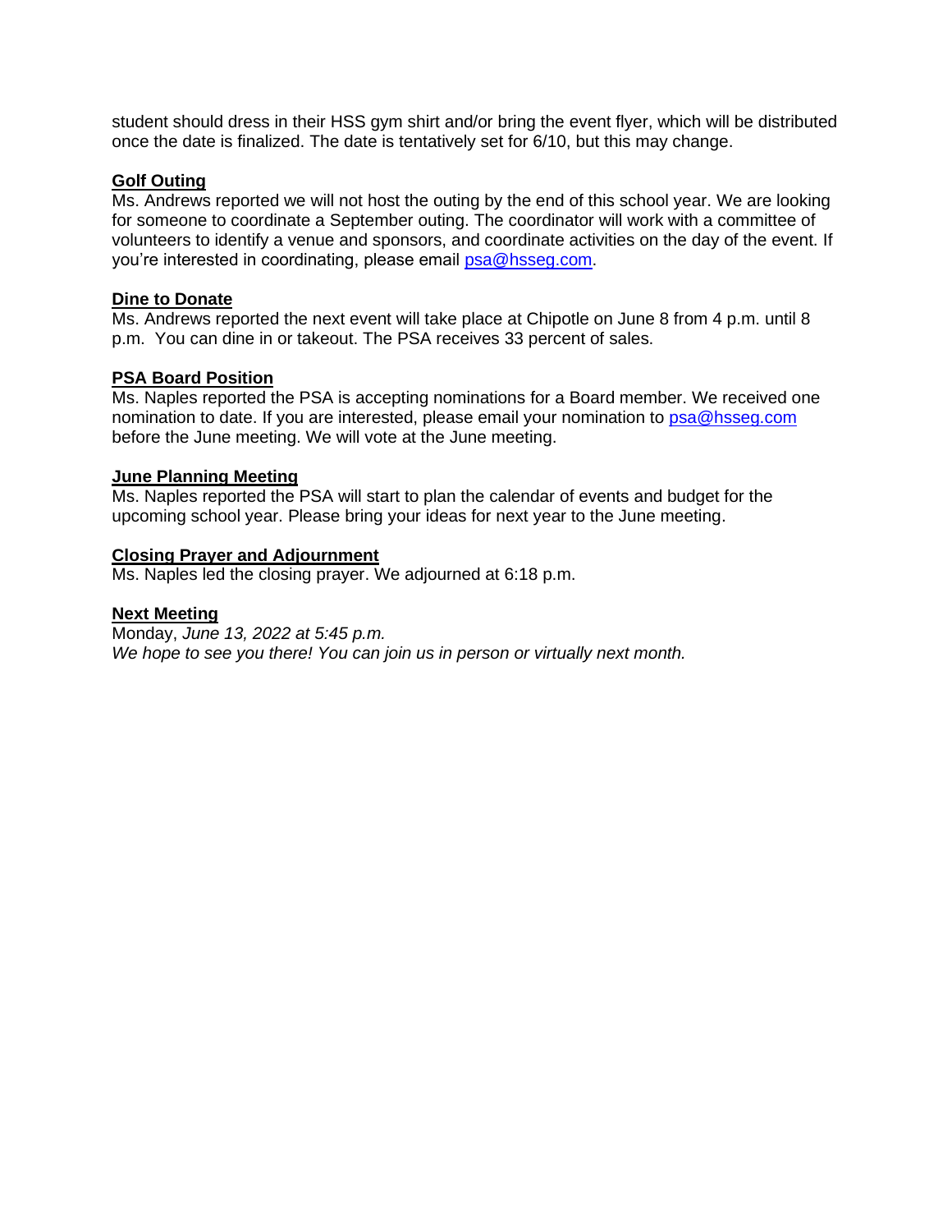student should dress in their HSS gym shirt and/or bring the event flyer, which will be distributed once the date is finalized. The date is tentatively set for 6/10, but this may change.

**Golf Outing**
Ms. Andrews reported we will not host the outing by the end of this school year. We are looking for someone to coordinate a September outing. The coordinator will work with a committee of volunteers to identify a venue and sponsors, and coordinate activities on the day of the event. If you're interested in coordinating, please email psa@hsseg.com.

**Dine to Donate**
Ms. Andrews reported the next event will take place at Chipotle on June 8 from 4 p.m. until 8 p.m. You can dine in or takeout. The PSA receives 33 percent of sales.

**PSA Board Position**
Ms. Naples reported the PSA is accepting nominations for a Board member. We received one nomination to date. If you are interested, please email your nomination to psa@hsseg.com before the June meeting. We will vote at the June meeting.

**June Planning Meeting**
Ms. Naples reported the PSA will start to plan the calendar of events and budget for the upcoming school year. Please bring your ideas for next year to the June meeting.

**Closing Prayer and Adjournment**
Ms. Naples led the closing prayer. We adjourned at 6:18 p.m.

**Next Meeting**
Monday, *June 13, 2022 at 5:45 p.m.*
*We hope to see you there! You can join us in person or virtually next month.*